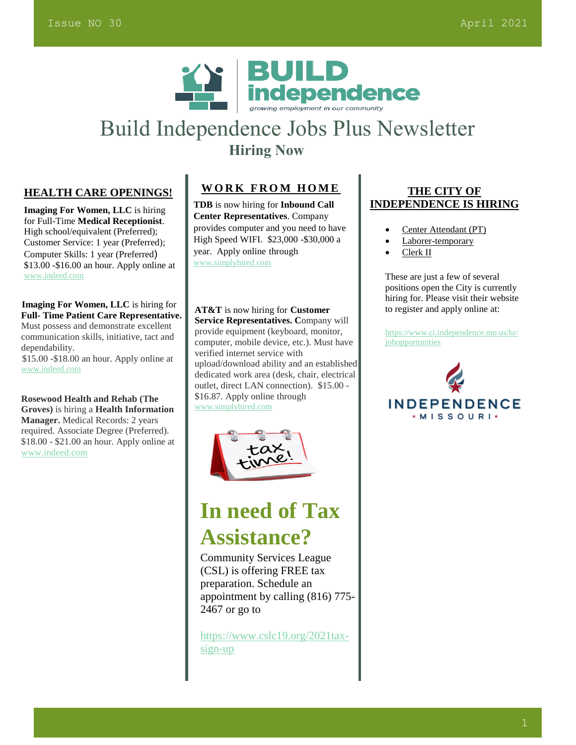# Build Independence Jobs Plus Newsletter

## Hiring Now

### HEALTH CARE OPENINGS!

**Imaging For Women, LLC** is hiring for Full-Time **Medical Receptionist**. High school/equivalent (Preferred); Customer Service: 1 year (Preferred); Computer Skills: 1 year (Preferred) $13.00 -$16.00 an hour. Apply online at www.indeed.com

**Imaging For Women, LLC** is hiring for **Full- Time Patient Care Representative.** Must possess and demonstrate excellent communication skills, initiative, tact and dependability.
$15.00 -$18.00 an hour. Apply online at www.indeed.com

**Rosewood Health and Rehab (The Groves)** is hiring a **Health Information Manager.** Medical Records: 2 years required. Associate Degree (Preferred). $18.00 - $21.00 an hour. Apply online at www.indeed.com

### WORK FROM HOME

**TDB** is now hiring for **Inbound Call Center Representatives**. Company provides computer and you need to have High Speed WIFI. $23,000 -$30,000 a year. Apply online through www.simplyhired.com

**AT&T** is now hiring for **Customer Service Representatives. C**ompany will provide equipment (keyboard, monitor, computer, mobile device, etc.). Must have verified internet service with upload/download ability and an established dedicated work area (desk, chair, electrical outlet, direct LAN connection). $15.00 - $16.87. Apply online through www.simplyhired.com

## In need of Tax Assistance?

Community Services League (CSL) is offering FREE tax preparation. Schedule an appointment by calling (816) 775-2467 or go to

https://www.cslc19.org/2021tax-sign-up

### THE CITY OF INDEPENDENCE IS HIRING

- Center Attendant (PT)
- Laborer-temporary
- Clerk II

These are just a few of several positions open the City is currently hiring for. Please visit their website to register and apply online at:

https://www.ci.independence.mo.us/hr/jobopportunities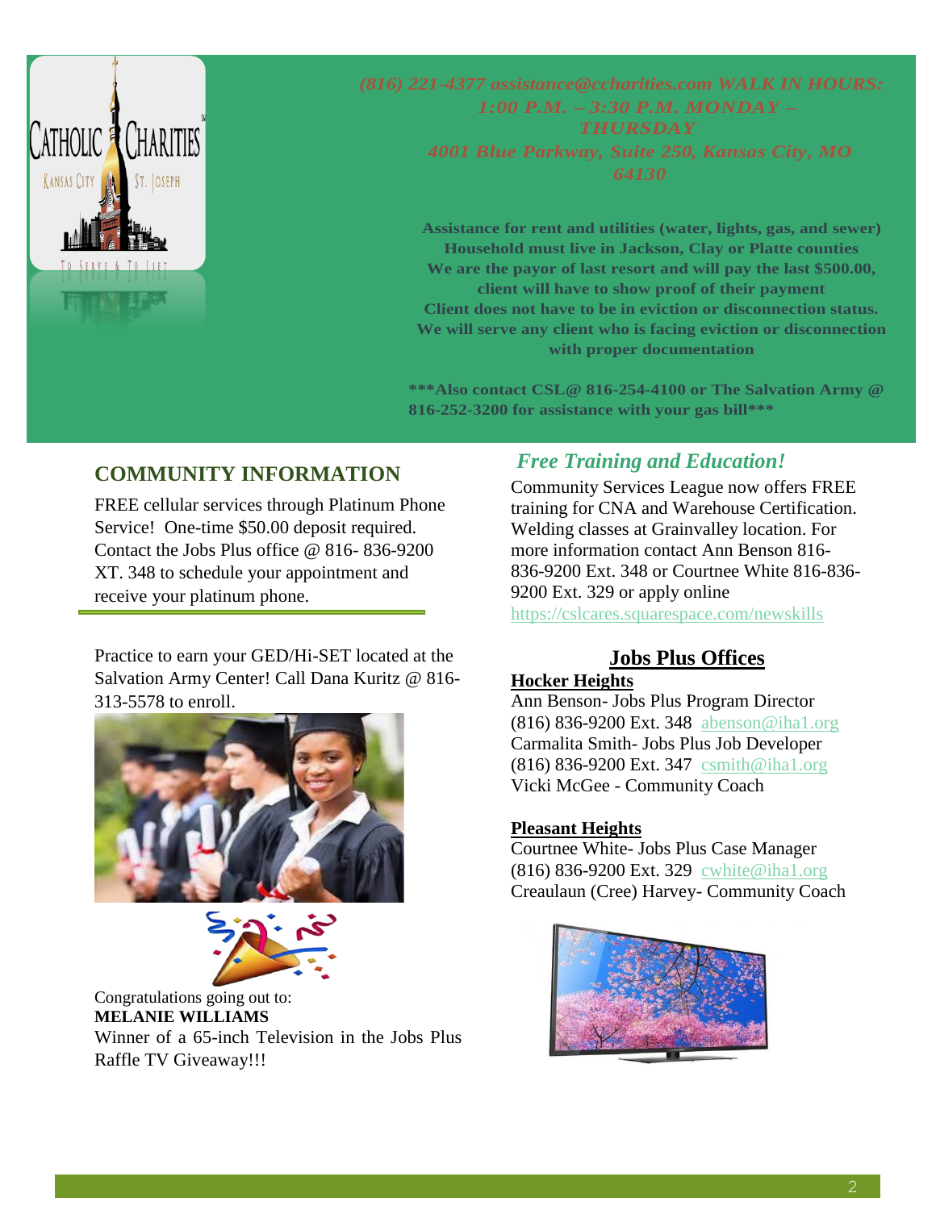*(816) 221-4377 assistance@ccharities.com WALK IN HOURS: 1:00 P.M. – 3:30 P.M. MONDAY – THURSDAY*
*4001 Blue Parkway, Suite 250, Kansas City, MO 64130*

**Assistance for rent and utilities (water, lights, gas, and sewer)**
**Household must live in Jackson, Clay or Platte counties**
**We are the payor of last resort and will pay the last $500.00, client will have to show proof of their payment**
**Client does not have to be in eviction or disconnection status.**
**We will serve any client who is facing eviction or disconnection with proper documentation**

**\*\*\*Also contact CSL@ 816-254-4100 or The Salvation Army @ 816-252-3200 for assistance with your gas bill\*\*\***

## COMMUNITY INFORMATION

FREE cellular services through Platinum Phone Service! One-time $50.00 deposit required. Contact the Jobs Plus office @ 816- 836-9200 XT. 348 to schedule your appointment and receive your platinum phone.

Practice to earn your GED/Hi-SET located at the Salvation Army Center! Call Dana Kuritz @ 816-313-5578 to enroll.

Congratulations going out to:
**MELANIE WILLIAMS**
Winner of a 65-inch Television in the Jobs Plus Raffle TV Giveaway!!!

## *Free Training and Education!*

Community Services League now offers FREE training for CNA and Warehouse Certification. Welding classes at Grainvalley location. For more information contact Ann Benson 816-836-9200 Ext. 348 or Courtnee White 816-836-9200 Ext. 329 or apply online https://cslcares.squarespace.com/newskills

## Jobs Plus Offices

**Hocker Heights**
Ann Benson- Jobs Plus Program Director
(816) 836-9200 Ext. 348 abenson@iha1.org
Carmalita Smith- Jobs Plus Job Developer
(816) 836-9200 Ext. 347 csmith@iha1.org
Vicki McGee - Community Coach

**Pleasant Heights**
Courtnee White- Jobs Plus Case Manager
(816) 836-9200 Ext. 329 cwhite@iha1.org
Creaulaun (Cree) Harvey- Community Coach